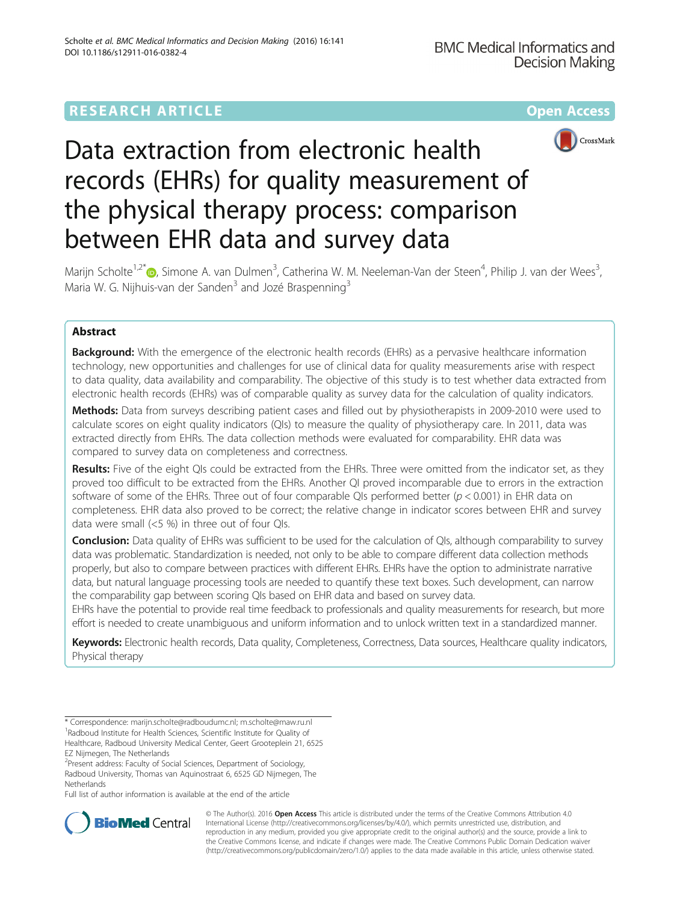RESEARCH ARTICLE Open Access

# Data extraction from electronic health records (EHRs) for quality measurement of the physical therapy process: comparison between EHR data and survey data

Marijn Scholte[1,2*], Simone A. van Dulmen[3], Catherina W. M. Neeleman-Van der Steen[4], Philip J. van der Wees[3], Maria W. G. Nijhuis-van der Sanden[3] and Jozé Braspenning[3]

## Abstract

**Background:** With the emergence of the electronic health records (EHRs) as a pervasive healthcare information technology, new opportunities and challenges for use of clinical data for quality measurements arise with respect to data quality, data availability and comparability. The objective of this study is to test whether data extracted from electronic health records (EHRs) was of comparable quality as survey data for the calculation of quality indicators.

**Methods:** Data from surveys describing patient cases and filled out by physiotherapists in 2009-2010 were used to calculate scores on eight quality indicators (QIs) to measure the quality of physiotherapy care. In 2011, data was extracted directly from EHRs. The data collection methods were evaluated for comparability. EHR data was compared to survey data on completeness and correctness.

**Results:** Five of the eight QIs could be extracted from the EHRs. Three were omitted from the indicator set, as they proved too difficult to be extracted from the EHRs. Another QI proved incomparable due to errors in the extraction software of some of the EHRs. Three out of four comparable QIs performed better ($p < 0.001$) in EHR data on completeness. EHR data also proved to be correct; the relative change in indicator scores between EHR and survey data were small (<5 %) in three out of four QIs.

**Conclusion:** Data quality of EHRs was sufficient to be used for the calculation of QIs, although comparability to survey data was problematic. Standardization is needed, not only to be able to compare different data collection methods properly, but also to compare between practices with different EHRs. EHRs have the option to administrate narrative data, but natural language processing tools are needed to quantify these text boxes. Such development, can narrow the comparability gap between scoring QIs based on EHR data and based on survey data.

EHRs have the potential to provide real time feedback to professionals and quality measurements for research, but more effort is needed to create unambiguous and uniform information and to unlock written text in a standardized manner.

**Keywords:** Electronic health records, Data quality, Completeness, Correctness, Data sources, Healthcare quality indicators, Physical therapy

---

* Correspondence: marijn.scholte@radboudumc.nl; m.scholte@maw.ru.nl
[1]Radboud Institute for Health Sciences, Scientific Institute for Quality of Healthcare, Radboud University Medical Center, Geert Grooteplein 21, 6525 EZ Nijmegen, The Netherlands
[2]Present address: Faculty of Social Sciences, Department of Sociology, Radboud University, Thomas van Aquinostraat 6, 6525 GD Nijmegen, The Netherlands
Full list of author information is available at the end of the article

© The Author(s). 2016 **Open Access** This article is distributed under the terms of the Creative Commons Attribution 4.0 International License (http://creativecommons.org/licenses/by/4.0/), which permits unrestricted use, distribution, and reproduction in any medium, provided you give appropriate credit to the original author(s) and the source, provide a link to the Creative Commons license, and indicate if changes were made. The Creative Commons Public Domain Dedication waiver (http://creativecommons.org/publicdomain/zero/1.0/) applies to the data made available in this article, unless otherwise stated.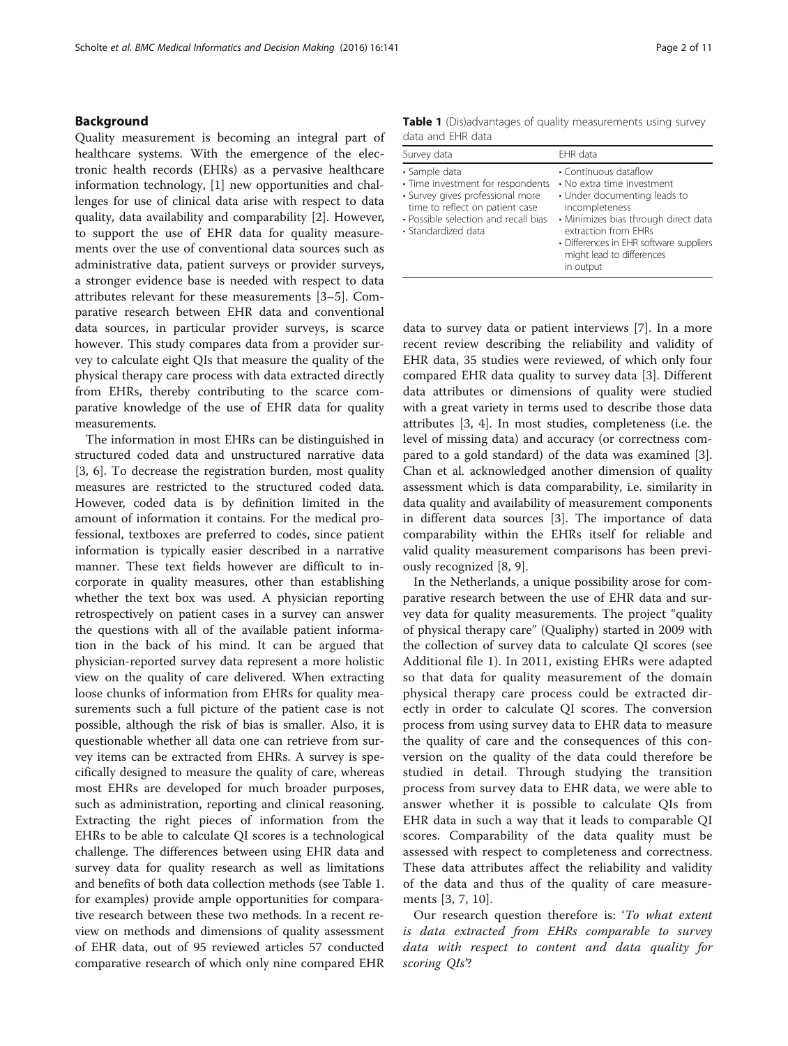## Background

Quality measurement is becoming an integral part of healthcare systems. With the emergence of the electronic health records (EHRs) as a pervasive healthcare information technology, [1] new opportunities and challenges for use of clinical data arise with respect to data quality, data availability and comparability [2]. However, to support the use of EHR data for quality measurements over the use of conventional data sources such as administrative data, patient surveys or provider surveys, a stronger evidence base is needed with respect to data attributes relevant for these measurements [3–5]. Comparative research between EHR data and conventional data sources, in particular provider surveys, is scarce however. This study compares data from a provider survey to calculate eight QIs that measure the quality of the physical therapy care process with data extracted directly from EHRs, thereby contributing to the scarce comparative knowledge of the use of EHR data for quality measurements.

The information in most EHRs can be distinguished in structured coded data and unstructured narrative data [3, 6]. To decrease the registration burden, most quality measures are restricted to the structured coded data. However, coded data is by definition limited in the amount of information it contains. For the medical professional, textboxes are preferred to codes, since patient information is typically easier described in a narrative manner. These text fields however are difficult to incorporate in quality measures, other than establishing whether the text box was used. A physician reporting retrospectively on patient cases in a survey can answer the questions with all of the available patient information in the back of his mind. It can be argued that physician-reported survey data represent a more holistic view on the quality of care delivered. When extracting loose chunks of information from EHRs for quality measurements such a full picture of the patient case is not possible, although the risk of bias is smaller. Also, it is questionable whether all data one can retrieve from survey items can be extracted from EHRs. A survey is specifically designed to measure the quality of care, whereas most EHRs are developed for much broader purposes, such as administration, reporting and clinical reasoning. Extracting the right pieces of information from the EHRs to be able to calculate QI scores is a technological challenge. The differences between using EHR data and survey data for quality research as well as limitations and benefits of both data collection methods (see Table 1. for examples) provide ample opportunities for comparative research between these two methods. In a recent review on methods and dimensions of quality assessment of EHR data, out of 95 reviewed articles 57 conducted comparative research of which only nine compared EHR data to survey data or patient interviews [7]. In a more recent review describing the reliability and validity of EHR data, 35 studies were reviewed, of which only four compared EHR data quality to survey data [3]. Different data attributes or dimensions of quality were studied with a great variety in terms used to describe those data attributes [3, 4]. In most studies, completeness (i.e. the level of missing data) and accuracy (or correctness compared to a gold standard) of the data was examined [3]. Chan et al. acknowledged another dimension of quality assessment which is data comparability, i.e. similarity in data quality and availability of measurement components in different data sources [3]. The importance of data comparability within the EHRs itself for reliable and valid quality measurement comparisons has been previously recognized [8, 9].

**Table 1** (Dis)advantages of quality measurements using survey data and EHR data

| Survey data | EHR data |
|---|---|
| • Sample data<br>• Time investment for respondents<br>• Survey gives professional more time to reflect on patient case<br>• Possible selection and recall bias<br>• Standardized data | • Continuous dataflow<br>• No extra time investment<br>• Under documenting leads to incompleteness<br>• Minimizes bias through direct data extraction from EHRs<br>• Differences in EHR software suppliers might lead to differences in output |

In the Netherlands, a unique possibility arose for comparative research between the use of EHR data and survey data for quality measurements. The project "quality of physical therapy care" (Qualiphy) started in 2009 with the collection of survey data to calculate QI scores (see Additional file 1). In 2011, existing EHRs were adapted so that data for quality measurement of the domain physical therapy care process could be extracted directly in order to calculate QI scores. The conversion process from using survey data to EHR data to measure the quality of care and the consequences of this conversion on the quality of the data could therefore be studied in detail. Through studying the transition process from survey data to EHR data, we were able to answer whether it is possible to calculate QIs from EHR data in such a way that it leads to comparable QI scores. Comparability of the data quality must be assessed with respect to completeness and correctness. These data attributes affect the reliability and validity of the data and thus of the quality of care measurements [3, 7, 10].

Our research question therefore is: '*To what extent is data extracted from EHRs comparable to survey data with respect to content and data quality for scoring QIs*'?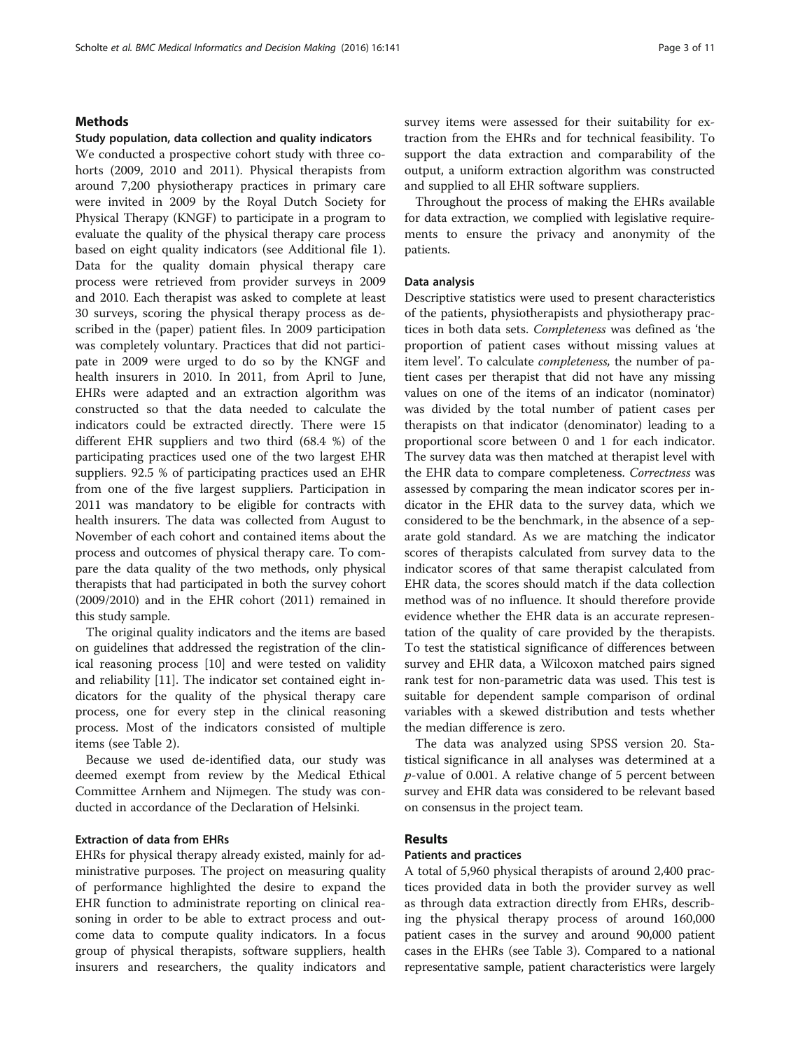## Methods

### Study population, data collection and quality indicators

We conducted a prospective cohort study with three cohorts (2009, 2010 and 2011). Physical therapists from around 7,200 physiotherapy practices in primary care were invited in 2009 by the Royal Dutch Society for Physical Therapy (KNGF) to participate in a program to evaluate the quality of the physical therapy care process based on eight quality indicators (see Additional file 1). Data for the quality domain physical therapy care process were retrieved from provider surveys in 2009 and 2010. Each therapist was asked to complete at least 30 surveys, scoring the physical therapy process as described in the (paper) patient files. In 2009 participation was completely voluntary. Practices that did not participate in 2009 were urged to do so by the KNGF and health insurers in 2010. In 2011, from April to June, EHRs were adapted and an extraction algorithm was constructed so that the data needed to calculate the indicators could be extracted directly. There were 15 different EHR suppliers and two third (68.4 %) of the participating practices used one of the two largest EHR suppliers. 92.5 % of participating practices used an EHR from one of the five largest suppliers. Participation in 2011 was mandatory to be eligible for contracts with health insurers. The data was collected from August to November of each cohort and contained items about the process and outcomes of physical therapy care. To compare the data quality of the two methods, only physical therapists that had participated in both the survey cohort (2009/2010) and in the EHR cohort (2011) remained in this study sample.

The original quality indicators and the items are based on guidelines that addressed the registration of the clinical reasoning process [10] and were tested on validity and reliability [11]. The indicator set contained eight indicators for the quality of the physical therapy care process, one for every step in the clinical reasoning process. Most of the indicators consisted of multiple items (see Table 2).

Because we used de-identified data, our study was deemed exempt from review by the Medical Ethical Committee Arnhem and Nijmegen. The study was conducted in accordance of the Declaration of Helsinki.

### Extraction of data from EHRs

EHRs for physical therapy already existed, mainly for administrative purposes. The project on measuring quality of performance highlighted the desire to expand the EHR function to administrate reporting on clinical reasoning in order to be able to extract process and outcome data to compute quality indicators. In a focus group of physical therapists, software suppliers, health insurers and researchers, the quality indicators and survey items were assessed for their suitability for extraction from the EHRs and for technical feasibility. To support the data extraction and comparability of the output, a uniform extraction algorithm was constructed and supplied to all EHR software suppliers.

Throughout the process of making the EHRs available for data extraction, we complied with legislative requirements to ensure the privacy and anonymity of the patients.

### Data analysis

Descriptive statistics were used to present characteristics of the patients, physiotherapists and physiotherapy practices in both data sets. *Completeness* was defined as 'the proportion of patient cases without missing values at item level'. To calculate *completeness*, the number of patient cases per therapist that did not have any missing values on one of the items of an indicator (nominator) was divided by the total number of patient cases per therapists on that indicator (denominator) leading to a proportional score between 0 and 1 for each indicator. The survey data was then matched at therapist level with the EHR data to compare completeness. *Correctness* was assessed by comparing the mean indicator scores per indicator in the EHR data to the survey data, which we considered to be the benchmark, in the absence of a separate gold standard. As we are matching the indicator scores of therapists calculated from survey data to the indicator scores of that same therapist calculated from EHR data, the scores should match if the data collection method was of no influence. It should therefore provide evidence whether the EHR data is an accurate representation of the quality of care provided by the therapists. To test the statistical significance of differences between survey and EHR data, a Wilcoxon matched pairs signed rank test for non-parametric data was used. This test is suitable for dependent sample comparison of ordinal variables with a skewed distribution and tests whether the median difference is zero.

The data was analyzed using SPSS version 20. Statistical significance in all analyses was determined at a $p$-value of 0.001. A relative change of 5 percent between survey and EHR data was considered to be relevant based on consensus in the project team.

## Results

### Patients and practices

A total of 5,960 physical therapists of around 2,400 practices provided data in both the provider survey as well as through data extraction directly from EHRs, describing the physical therapy process of around 160,000 patient cases in the survey and around 90,000 patient cases in the EHRs (see Table 3). Compared to a national representative sample, patient characteristics were largely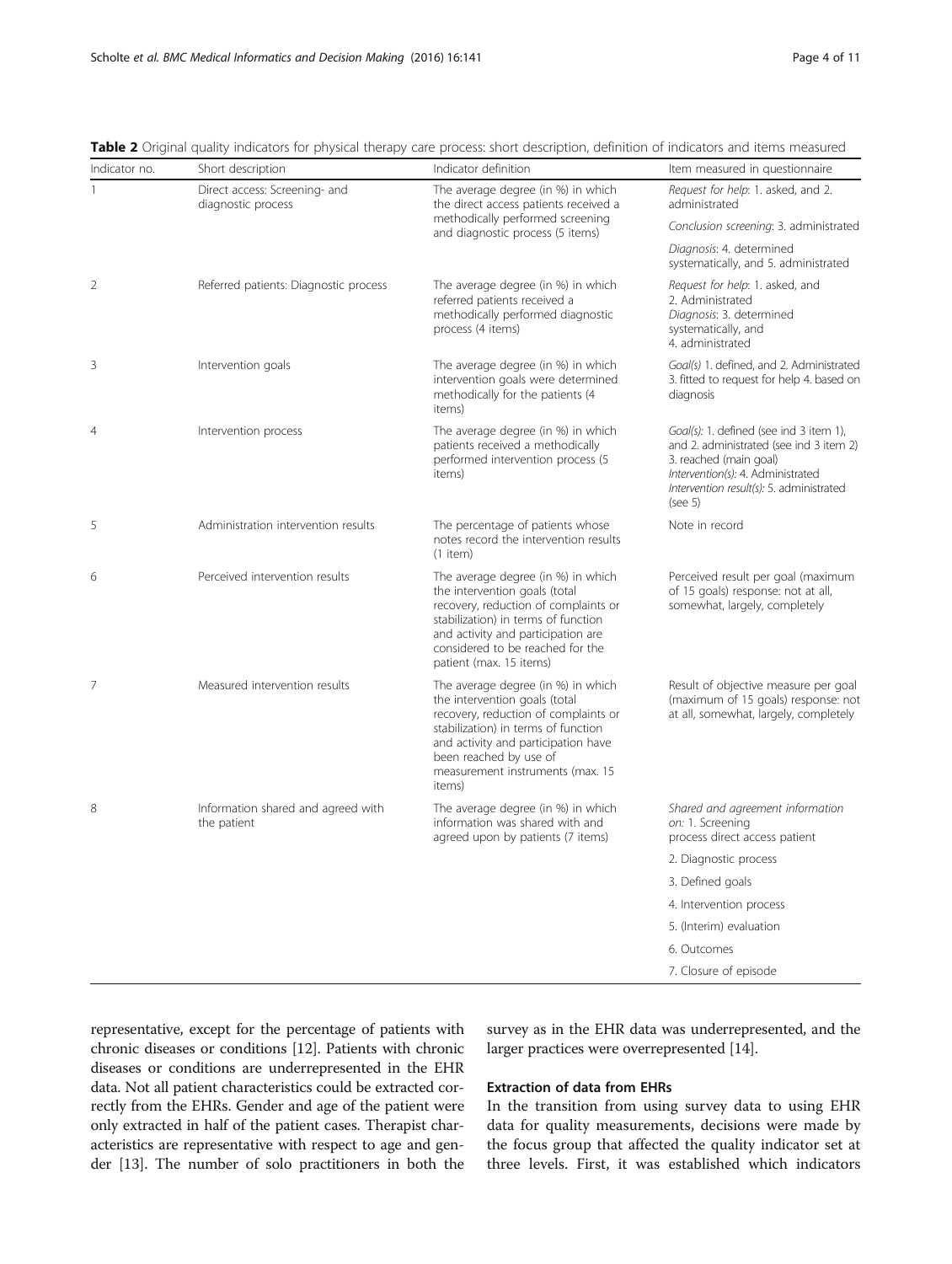**Table 2** Original quality indicators for physical therapy care process: short description, definition of indicators and items measured

| Indicator no. | Short description | Indicator definition | Item measured in questionnaire |
|---|---|---|---|
| 1 | Direct access: Screening- and diagnostic process | The average degree (in %) in which the direct access patients received a methodically performed screening and diagnostic process (5 items) | *Request for help*: 1. asked, and 2. administrated |
| | | | *Conclusion screening*: 3. administrated |
| | | | *Diagnosis*: 4. determined systematically, and 5. administrated |
| 2 | Referred patients: Diagnostic process | The average degree (in %) in which referred patients received a methodically performed diagnostic process (4 items) | *Request for help*: 1. asked, and 2. Administrated *Diagnosis*: 3. determined systematically, and 4. administrated |
| 3 | Intervention goals | The average degree (in %) in which intervention goals were determined methodically for the patients (4 items) | *Goal(s)* 1. defined, and 2. Administrated 3. fitted to request for help 4. based on diagnosis |
| 4 | Intervention process | The average degree (in %) in which patients received a methodically performed intervention process (5 items) | *Goal(s)*: 1. defined (see ind 3 item 1), and 2. administrated (see ind 3 item 2) 3. reached (main goal) *Intervention(s)*: 4. Administrated *Intervention result(s)*: 5. administrated (see 5) |
| 5 | Administration intervention results | The percentage of patients whose notes record the intervention results (1 item) | Note in record |
| 6 | Perceived intervention results | The average degree (in %) in which the intervention goals (total recovery, reduction of complaints or stabilization) in terms of function and activity and participation are considered to be reached for the patient (max. 15 items) | Perceived result per goal (maximum of 15 goals) response: not at all, somewhat, largely, completely |
| 7 | Measured intervention results | The average degree (in %) in which the intervention goals (total recovery, reduction of complaints or stabilization) in terms of function and activity and participation have been reached by use of measurement instruments (max. 15 items) | Result of objective measure per goal (maximum of 15 goals) response: not at all, somewhat, largely, completely |
| 8 | Information shared and agreed with the patient | The average degree (in %) in which information was shared with and agreed upon by patients (7 items) | *Shared and agreement information on*: 1. Screening process direct access patient |
| | | | 2. Diagnostic process |
| | | | 3. Defined goals |
| | | | 4. Intervention process |
| | | | 5. (Interim) evaluation |
| | | | 6. Outcomes |
| | | | 7. Closure of episode |

representative, except for the percentage of patients with chronic diseases or conditions [12]. Patients with chronic diseases or conditions are underrepresented in the EHR data. Not all patient characteristics could be extracted correctly from the EHRs. Gender and age of the patient were only extracted in half of the patient cases. Therapist characteristics are representative with respect to age and gender [13]. The number of solo practitioners in both the survey as in the EHR data was underrepresented, and the larger practices were overrepresented [14].

### Extraction of data from EHRs

In the transition from using survey data to using EHR data for quality measurements, decisions were made by the focus group that affected the quality indicator set at three levels. First, it was established which indicators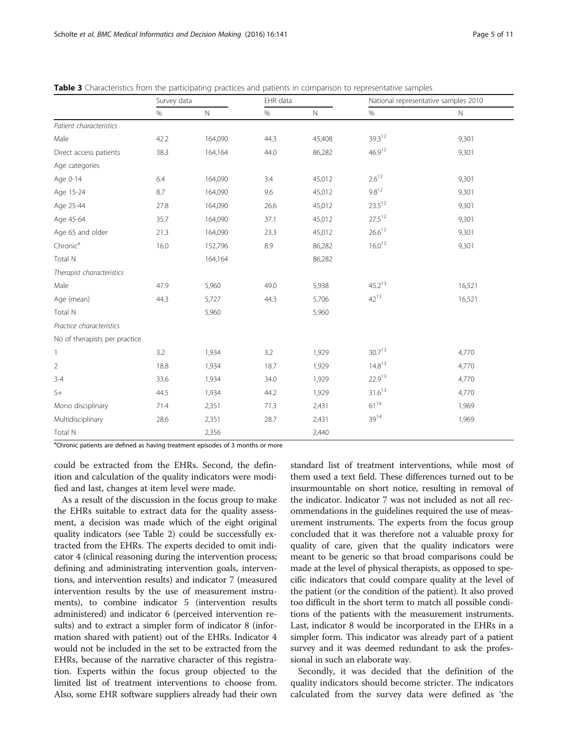**Table 3** Characteristics from the participating practices and patients in comparison to representative samples

| | Survey data | | EHR data | | National representative samples 2010 | |
|---|---|---|---|---|---|---|
| | % | N | % | N | % | N |
| *Patient characteristics* | | | | | | |
| Male | 42.2 | 164,090 | 44.3 | 45,408 | 39.3[12] | 9,301 |
| Direct access patients | 38.3 | 164,164 | 44.0 | 86,282 | 46.9[12] | 9,301 |
| Age categories | | | | | | |
| Age 0-14 | 6.4 | 164,090 | 3.4 | 45,012 | 2.6[12] | 9,301 |
| Age 15-24 | 8.7 | 164,090 | 9.6 | 45,012 | 9.8[12] | 9,301 |
| Age 25-44 | 27.8 | 164,090 | 26.6 | 45,012 | 23.5[12] | 9,301 |
| Age 45-64 | 35.7 | 164,090 | 37.1 | 45,012 | 27.5[12] | 9,301 |
| Age 65 and older | 21.3 | 164,090 | 23.3 | 45,012 | 26.6[12] | 9,301 |
| Chronic[a] | 16.0 | 152,796 | 8.9 | 86,282 | 16.0[12] | 9,301 |
| Total N | | 164,164 | | 86,282 | | |
| *Therapist characteristics* | | | | | | |
| Male | 47.9 | 5,960 | 49.0 | 5,938 | 45.2[13] | 16,521 |
| Age (mean) | 44.3 | 5,727 | 44.3 | 5,706 | 42[13] | 16,521 |
| Total N | | 5,960 | | 5,960 | | |
| *Practice characteristics* | | | | | | |
| No of therapists per practice | | | | | | |
| 1 | 3.2 | 1,934 | 3.2 | 1,929 | 30.7[13] | 4,770 |
| 2 | 18.8 | 1,934 | 18.7 | 1,929 | 14.8[13] | 4,770 |
| 3-4 | 33.6 | 1,934 | 34.0 | 1,929 | 22.9[13] | 4,770 |
| 5+ | 44.5 | 1,934 | 44.2 | 1,929 | 31.6[13] | 4,770 |
| Mono disciplinary | 71.4 | 2,351 | 71.3 | 2,431 | 61[14] | 1,969 |
| Multidisciplinary | 28.6 | 2,351 | 28.7 | 2,431 | 39[14] | 1,969 |
| Total N | | 2,356 | | 2,440 | | |

[a]Chronic patients are defined as having treatment episodes of 3 months or more

could be extracted from the EHRs. Second, the definition and calculation of the quality indicators were modified and last, changes at item level were made.

As a result of the discussion in the focus group to make the EHRs suitable to extract data for the quality assessment, a decision was made which of the eight original quality indicators (see Table 2) could be successfully extracted from the EHRs. The experts decided to omit indicator 4 (clinical reasoning during the intervention process; defining and administrating intervention goals, interventions, and intervention results) and indicator 7 (measured intervention results by the use of measurement instruments), to combine indicator 5 (intervention results administered) and indicator 6 (perceived intervention results) and to extract a simpler form of indicator 8 (information shared with patient) out of the EHRs. Indicator 4 would not be included in the set to be extracted from the EHRs, because of the narrative character of this registration. Experts within the focus group objected to the limited list of treatment interventions to choose from. Also, some EHR software suppliers already had their own standard list of treatment interventions, while most of them used a text field. These differences turned out to be insurmountable on short notice, resulting in removal of the indicator. Indicator 7 was not included as not all recommendations in the guidelines required the use of measurement instruments. The experts from the focus group concluded that it was therefore not a valuable proxy for quality of care, given that the quality indicators were meant to be generic so that broad comparisons could be made at the level of physical therapists, as opposed to specific indicators that could compare quality at the level of the patient (or the condition of the patient). It also proved too difficult in the short term to match all possible conditions of the patients with the measurement instruments. Last, indicator 8 would be incorporated in the EHRs in a simpler form. This indicator was already part of a patient survey and it was deemed redundant to ask the professional in such an elaborate way.

Secondly, it was decided that the definition of the quality indicators should become stricter. The indicators calculated from the survey data were defined as 'the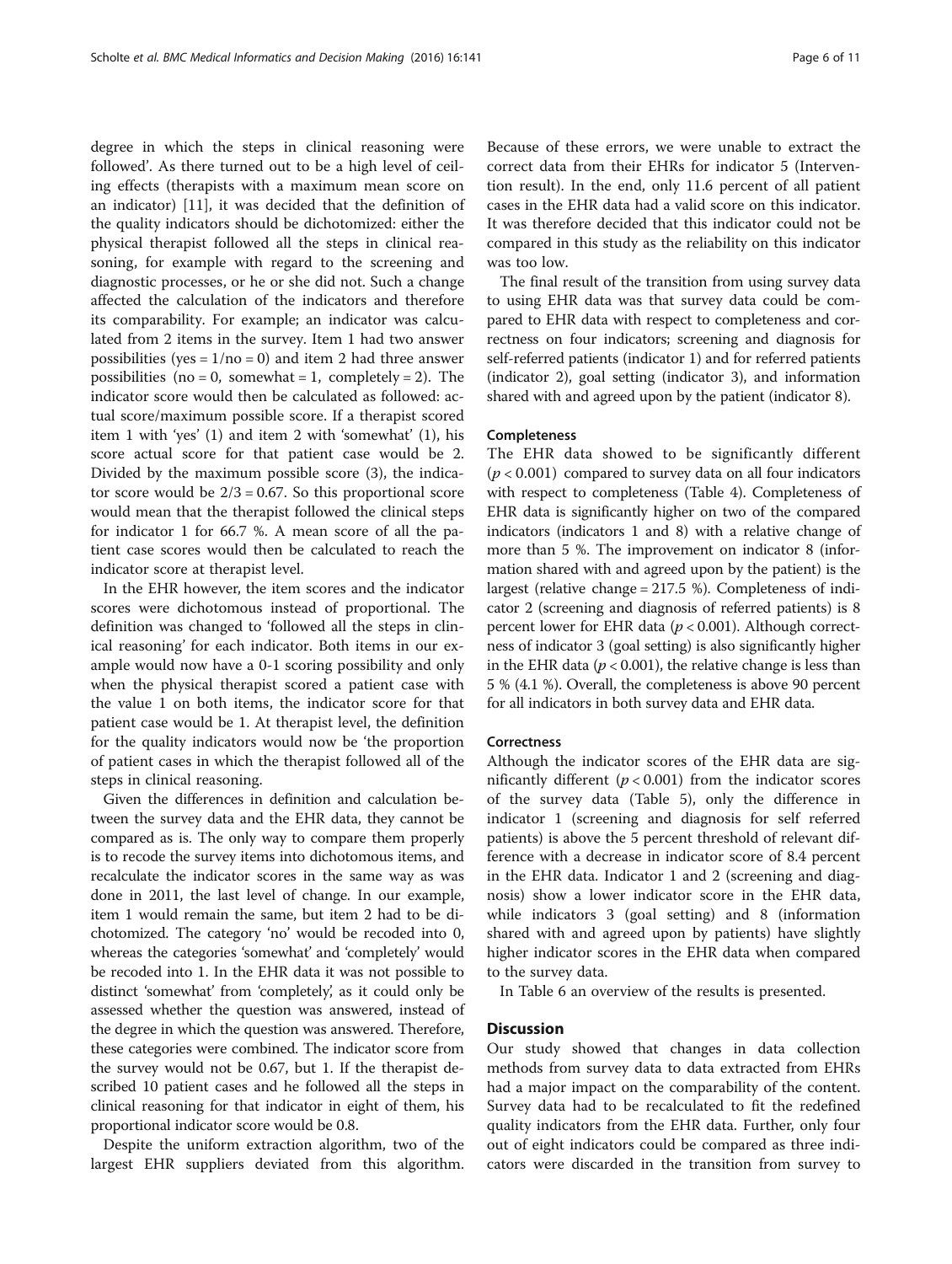degree in which the steps in clinical reasoning were followed'. As there turned out to be a high level of ceiling effects (therapists with a maximum mean score on an indicator) [11], it was decided that the definition of the quality indicators should be dichotomized: either the physical therapist followed all the steps in clinical reasoning, for example with regard to the screening and diagnostic processes, or he or she did not. Such a change affected the calculation of the indicators and therefore its comparability. For example; an indicator was calculated from 2 items in the survey. Item 1 had two answer possibilities (yes = 1/no = 0) and item 2 had three answer possibilities (no = 0, somewhat = 1, completely = 2). The indicator score would then be calculated as followed: actual score/maximum possible score. If a therapist scored item 1 with 'yes' (1) and item 2 with 'somewhat' (1), his score actual score for that patient case would be 2. Divided by the maximum possible score (3), the indicator score would be $2/3 = 0.67$. So this proportional score would mean that the therapist followed the clinical steps for indicator 1 for 66.7 %. A mean score of all the patient case scores would then be calculated to reach the indicator score at therapist level.

In the EHR however, the item scores and the indicator scores were dichotomous instead of proportional. The definition was changed to 'followed all the steps in clinical reasoning' for each indicator. Both items in our example would now have a 0-1 scoring possibility and only when the physical therapist scored a patient case with the value 1 on both items, the indicator score for that patient case would be 1. At therapist level, the definition for the quality indicators would now be 'the proportion of patient cases in which the therapist followed all of the steps in clinical reasoning.

Given the differences in definition and calculation between the survey data and the EHR data, they cannot be compared as is. The only way to compare them properly is to recode the survey items into dichotomous items, and recalculate the indicator scores in the same way as was done in 2011, the last level of change. In our example, item 1 would remain the same, but item 2 had to be dichotomized. The category 'no' would be recoded into 0, whereas the categories 'somewhat' and 'completely' would be recoded into 1. In the EHR data it was not possible to distinct 'somewhat' from 'completely', as it could only be assessed whether the question was answered, instead of the degree in which the question was answered. Therefore, these categories were combined. The indicator score from the survey would not be 0.67, but 1. If the therapist described 10 patient cases and he followed all the steps in clinical reasoning for that indicator in eight of them, his proportional indicator score would be 0.8.

Despite the uniform extraction algorithm, two of the largest EHR suppliers deviated from this algorithm. Because of these errors, we were unable to extract the correct data from their EHRs for indicator 5 (Intervention result). In the end, only 11.6 percent of all patient cases in the EHR data had a valid score on this indicator. It was therefore decided that this indicator could not be compared in this study as the reliability on this indicator was too low.

The final result of the transition from using survey data to using EHR data was that survey data could be compared to EHR data with respect to completeness and correctness on four indicators; screening and diagnosis for self-referred patients (indicator 1) and for referred patients (indicator 2), goal setting (indicator 3), and information shared with and agreed upon by the patient (indicator 8).

### Completeness

The EHR data showed to be significantly different ($p < 0.001$) compared to survey data on all four indicators with respect to completeness (Table 4). Completeness of EHR data is significantly higher on two of the compared indicators (indicators 1 and 8) with a relative change of more than 5 %. The improvement on indicator 8 (information shared with and agreed upon by the patient) is the largest (relative change = 217.5 %). Completeness of indicator 2 (screening and diagnosis of referred patients) is 8 percent lower for EHR data ($p < 0.001$). Although correctness of indicator 3 (goal setting) is also significantly higher in the EHR data ($p < 0.001$), the relative change is less than 5 % (4.1 %). Overall, the completeness is above 90 percent for all indicators in both survey data and EHR data.

### Correctness

Although the indicator scores of the EHR data are significantly different ($p < 0.001$) from the indicator scores of the survey data (Table 5), only the difference in indicator 1 (screening and diagnosis for self referred patients) is above the 5 percent threshold of relevant difference with a decrease in indicator score of 8.4 percent in the EHR data. Indicator 1 and 2 (screening and diagnosis) show a lower indicator score in the EHR data, while indicators 3 (goal setting) and 8 (information shared with and agreed upon by patients) have slightly higher indicator scores in the EHR data when compared to the survey data.

In Table 6 an overview of the results is presented.

## Discussion

Our study showed that changes in data collection methods from survey data to data extracted from EHRs had a major impact on the comparability of the content. Survey data had to be recalculated to fit the redefined quality indicators from the EHR data. Further, only four out of eight indicators could be compared as three indicators were discarded in the transition from survey to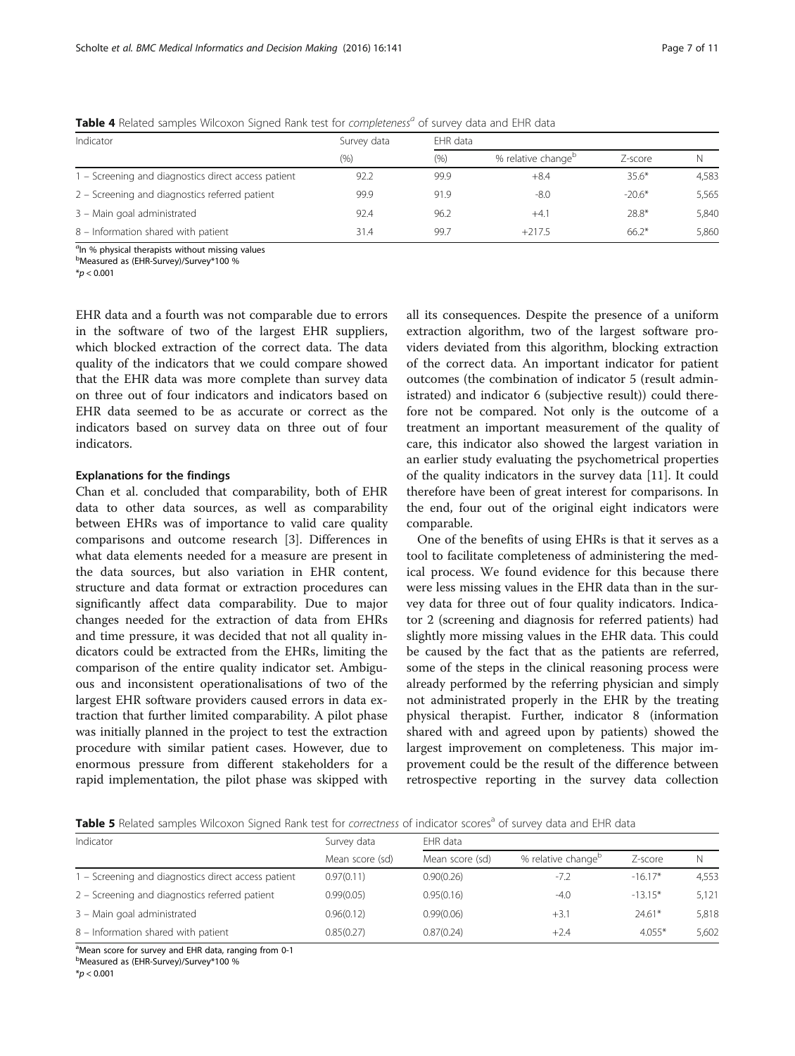**Table 4** Related samples Wilcoxon Signed Rank test for *completeness*[a] of survey data and EHR data

| Indicator | Survey data | EHR data | | | |
|---|---|---|---|---|---|
| | (%) | (%) | % relative change[b] | Z-score | N |
| 1 – Screening and diagnostics direct access patient | 92.2 | 99.9 | +8.4 | 35.6* | 4,583 |
| 2 – Screening and diagnostics referred patient | 99.9 | 91.9 | -8.0 | -20.6* | 5,565 |
| 3 – Main goal administrated | 92.4 | 96.2 | +4.1 | 28.8* | 5,840 |
| 8 – Information shared with patient | 31.4 | 99.7 | +217.5 | 66.2* | 5,860 |

[a]In % physical therapists without missing values
[b]Measured as (EHR-Survey)/Survey*100 %
*$p < 0.001$

EHR data and a fourth was not comparable due to errors in the software of two of the largest EHR suppliers, which blocked extraction of the correct data. The data quality of the indicators that we could compare showed that the EHR data was more complete than survey data on three out of four indicators and indicators based on EHR data seemed to be as accurate or correct as the indicators based on survey data on three out of four indicators.

### Explanations for the findings

Chan et al. concluded that comparability, both of EHR data to other data sources, as well as comparability between EHRs was of importance to valid care quality comparisons and outcome research [3]. Differences in what data elements needed for a measure are present in the data sources, but also variation in EHR content, structure and data format or extraction procedures can significantly affect data comparability. Due to major changes needed for the extraction of data from EHRs and time pressure, it was decided that not all quality indicators could be extracted from the EHRs, limiting the comparison of the entire quality indicator set. Ambiguous and inconsistent operationalisations of two of the largest EHR software providers caused errors in data extraction that further limited comparability. A pilot phase was initially planned in the project to test the extraction procedure with similar patient cases. However, due to enormous pressure from different stakeholders for a rapid implementation, the pilot phase was skipped with all its consequences. Despite the presence of a uniform extraction algorithm, two of the largest software providers deviated from this algorithm, blocking extraction of the correct data. An important indicator for patient outcomes (the combination of indicator 5 (result administrated) and indicator 6 (subjective result)) could therefore not be compared. Not only is the outcome of a treatment an important measurement of the quality of care, this indicator also showed the largest variation in an earlier study evaluating the psychometrical properties of the quality indicators in the survey data [11]. It could therefore have been of great interest for comparisons. In the end, four out of the original eight indicators were comparable.

One of the benefits of using EHRs is that it serves as a tool to facilitate completeness of administering the medical process. We found evidence for this because there were less missing values in the EHR data than in the survey data for three out of four quality indicators. Indicator 2 (screening and diagnosis for referred patients) had slightly more missing values in the EHR data. This could be caused by the fact that as the patients are referred, some of the steps in the clinical reasoning process were already performed by the referring physician and simply not administrated properly in the EHR by the treating physical therapist. Further, indicator 8 (information shared with and agreed upon by patients) showed the largest improvement on completeness. This major improvement could be the result of the difference between retrospective reporting in the survey data collection

**Table 5** Related samples Wilcoxon Signed Rank test for *correctness* of indicator scores[a] of survey data and EHR data

| Indicator | Survey data | EHR data | | | |
|---|---|---|---|---|---|
| | Mean score (sd) | Mean score (sd) | % relative change[b] | Z-score | N |
| 1 – Screening and diagnostics direct access patient | 0.97(0.11) | 0.90(0.26) | -7.2 | -16.17* | 4,553 |
| 2 – Screening and diagnostics referred patient | 0.99(0.05) | 0.95(0.16) | -4.0 | -13.15* | 5,121 |
| 3 – Main goal administrated | 0.96(0.12) | 0.99(0.06) | +3.1 | 24.61* | 5,818 |
| 8 – Information shared with patient | 0.85(0.27) | 0.87(0.24) | +2.4 | 4.055* | 5,602 |

[a]Mean score for survey and EHR data, ranging from 0-1
[b]Measured as (EHR-Survey)/Survey*100 %
*$p < 0.001$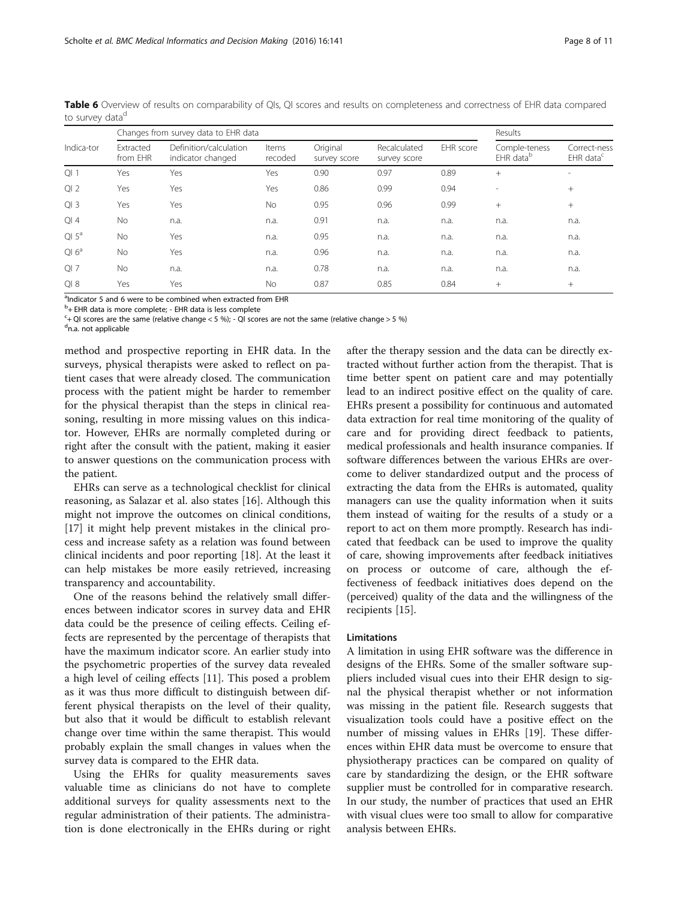**Table 6** Overview of results on comparability of QIs, QI scores and results on completeness and correctness of EHR data compared to survey data[d]

| Indica-tor | Changes from survey data to EHR data | | | | | | Results | |
|---|---|---|---|---|---|---|---|---|
| | Extracted from EHR | Definition/calculation indicator changed | Items recoded | Original survey score | Recalculated survey score | EHR score | Comple-teness EHR data[b] | Correct-ness EHR data[c] |
| QI 1 | Yes | Yes | Yes | 0.90 | 0.97 | 0.89 | + | - |
| QI 2 | Yes | Yes | Yes | 0.86 | 0.99 | 0.94 | - | + |
| QI 3 | Yes | Yes | No | 0.95 | 0.96 | 0.99 | + | + |
| QI 4 | No | n.a. | n.a. | 0.91 | n.a. | n.a. | n.a. | n.a. |
| QI 5[a] | No | Yes | n.a. | 0.95 | n.a. | n.a. | n.a. | n.a. |
| QI 6[a] | No | Yes | n.a. | 0.96 | n.a. | n.a. | n.a. | n.a. |
| QI 7 | No | n.a. | n.a. | 0.78 | n.a. | n.a. | n.a. | n.a. |
| QI 8 | Yes | Yes | No | 0.87 | 0.85 | 0.84 | + | + |

[a]Indicator 5 and 6 were to be combined when extracted from EHR
[b]+ EHR data is more complete; - EHR data is less complete
[c]+ QI scores are the same (relative change < 5 %); - QI scores are not the same (relative change > 5 %)
[d]n.a. not applicable

method and prospective reporting in EHR data. In the surveys, physical therapists were asked to reflect on patient cases that were already closed. The communication process with the patient might be harder to remember for the physical therapist than the steps in clinical reasoning, resulting in more missing values on this indicator. However, EHRs are normally completed during or right after the consult with the patient, making it easier to answer questions on the communication process with the patient.

EHRs can serve as a technological checklist for clinical reasoning, as Salazar et al. also states [16]. Although this might not improve the outcomes on clinical conditions, [17] it might help prevent mistakes in the clinical process and increase safety as a relation was found between clinical incidents and poor reporting [18]. At the least it can help mistakes be more easily retrieved, increasing transparency and accountability.

One of the reasons behind the relatively small differences between indicator scores in survey data and EHR data could be the presence of ceiling effects. Ceiling effects are represented by the percentage of therapists that have the maximum indicator score. An earlier study into the psychometric properties of the survey data revealed a high level of ceiling effects [11]. This posed a problem as it was thus more difficult to distinguish between different physical therapists on the level of their quality, but also that it would be difficult to establish relevant change over time within the same therapist. This would probably explain the small changes in values when the survey data is compared to the EHR data.

Using the EHRs for quality measurements saves valuable time as clinicians do not have to complete additional surveys for quality assessments next to the regular administration of their patients. The administration is done electronically in the EHRs during or right after the therapy session and the data can be directly extracted without further action from the therapist. That is time better spent on patient care and may potentially lead to an indirect positive effect on the quality of care. EHRs present a possibility for continuous and automated data extraction for real time monitoring of the quality of care and for providing direct feedback to patients, medical professionals and health insurance companies. If software differences between the various EHRs are overcome to deliver standardized output and the process of extracting the data from the EHRs is automated, quality managers can use the quality information when it suits them instead of waiting for the results of a study or a report to act on them more promptly. Research has indicated that feedback can be used to improve the quality of care, showing improvements after feedback initiatives on process or outcome of care, although the effectiveness of feedback initiatives does depend on the (perceived) quality of the data and the willingness of the recipients [15].

#### Limitations

A limitation in using EHR software was the difference in designs of the EHRs. Some of the smaller software suppliers included visual cues into their EHR design to signal the physical therapist whether or not information was missing in the patient file. Research suggests that visualization tools could have a positive effect on the number of missing values in EHRs [19]. These differences within EHR data must be overcome to ensure that physiotherapy practices can be compared on quality of care by standardizing the design, or the EHR software supplier must be controlled for in comparative research. In our study, the number of practices that used an EHR with visual clues were too small to allow for comparative analysis between EHRs.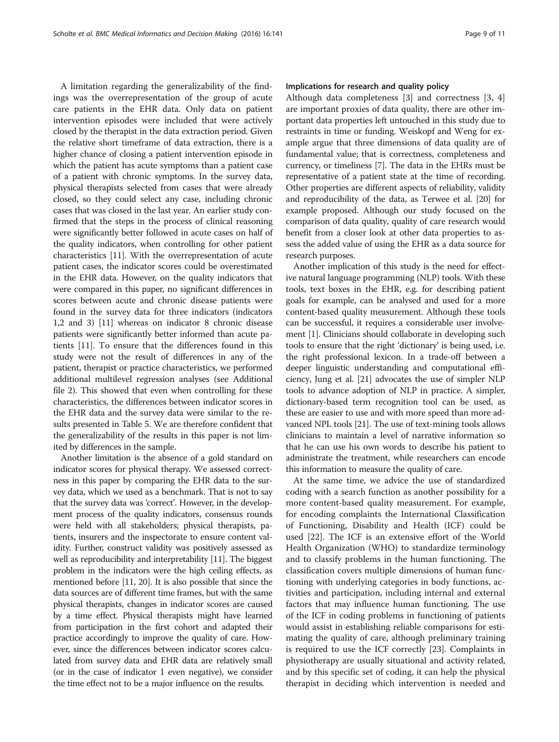A limitation regarding the generalizability of the findings was the overrepresentation of the group of acute care patients in the EHR data. Only data on patient intervention episodes were included that were actively closed by the therapist in the data extraction period. Given the relative short timeframe of data extraction, there is a higher chance of closing a patient intervention episode in which the patient has acute symptoms than a patient case of a patient with chronic symptoms. In the survey data, physical therapists selected from cases that were already closed, so they could select any case, including chronic cases that was closed in the last year. An earlier study confirmed that the steps in the process of clinical reasoning were significantly better followed in acute cases on half of the quality indicators, when controlling for other patient characteristics [11]. With the overrepresentation of acute patient cases, the indicator scores could be overestimated in the EHR data. However, on the quality indicators that were compared in this paper, no significant differences in scores between acute and chronic disease patients were found in the survey data for three indicators (indicators 1,2 and 3) [11] whereas on indicator 8 chronic disease patients were significantly better informed than acute patients [11]. To ensure that the differences found in this study were not the result of differences in any of the patient, therapist or practice characteristics, we performed additional multilevel regression analyses (see Additional file 2). This showed that even when controlling for these characteristics, the differences between indicator scores in the EHR data and the survey data were similar to the results presented in Table 5. We are therefore confident that the generalizability of the results in this paper is not limited by differences in the sample.

Another limitation is the absence of a gold standard on indicator scores for physical therapy. We assessed correctness in this paper by comparing the EHR data to the survey data, which we used as a benchmark. That is not to say that the survey data was 'correct'. However, in the development process of the quality indicators, consensus rounds were held with all stakeholders; physical therapists, patients, insurers and the inspectorate to ensure content validity. Further, construct validity was positively assessed as well as reproducibility and interpretability [11]. The biggest problem in the indicators were the high ceiling effects, as mentioned before [11, 20]. It is also possible that since the data sources are of different time frames, but with the same physical therapists, changes in indicator scores are caused by a time effect. Physical therapists might have learned from participation in the first cohort and adapted their practice accordingly to improve the quality of care. However, since the differences between indicator scores calculated from survey data and EHR data are relatively small (or in the case of indicator 1 even negative), we consider the time effect not to be a major influence on the results.

#### Implications for research and quality policy

Although data completeness [3] and correctness [3, 4] are important proxies of data quality, there are other important data properties left untouched in this study due to restraints in time or funding. Weiskopf and Weng for example argue that three dimensions of data quality are of fundamental value; that is correctness, completeness and currency, or timeliness [7]. The data in the EHRs must be representative of a patient state at the time of recording. Other properties are different aspects of reliability, validity and reproducibility of the data, as Terwee et al. [20] for example proposed. Although our study focused on the comparison of data quality, quality of care research would benefit from a closer look at other data properties to assess the added value of using the EHR as a data source for research purposes.

Another implication of this study is the need for effective natural language programming (NLP) tools. With these tools, text boxes in the EHR, e.g. for describing patient goals for example, can be analysed and used for a more content-based quality measurement. Although these tools can be successful, it requires a considerable user involvement [1]. Clinicians should collaborate in developing such tools to ensure that the right 'dictionary' is being used, i.e. the right professional lexicon. In a trade-off between a deeper linguistic understanding and computational efficiency, Jung et al. [21] advocates the use of simpler NLP tools to advance adoption of NLP in practice. A simpler, dictionary-based term recognition tool can be used, as these are easier to use and with more speed than more advanced NPL tools [21]. The use of text-mining tools allows clinicians to maintain a level of narrative information so that he can use his own words to describe his patient to administrate the treatment, while researchers can encode this information to measure the quality of care.

At the same time, we advice the use of standardized coding with a search function as another possibility for a more content-based quality measurement. For example, for encoding complaints the International Classification of Functioning, Disability and Health (ICF) could be used [22]. The ICF is an extensive effort of the World Health Organization (WHO) to standardize terminology and to classify problems in the human functioning. The classification covers multiple dimensions of human functioning with underlying categories in body functions, activities and participation, including internal and external factors that may influence human functioning. The use of the ICF in coding problems in functioning of patients would assist in establishing reliable comparisons for estimating the quality of care, although preliminary training is required to use the ICF correctly [23]. Complaints in physiotherapy are usually situational and activity related, and by this specific set of coding, it can help the physical therapist in deciding which intervention is needed and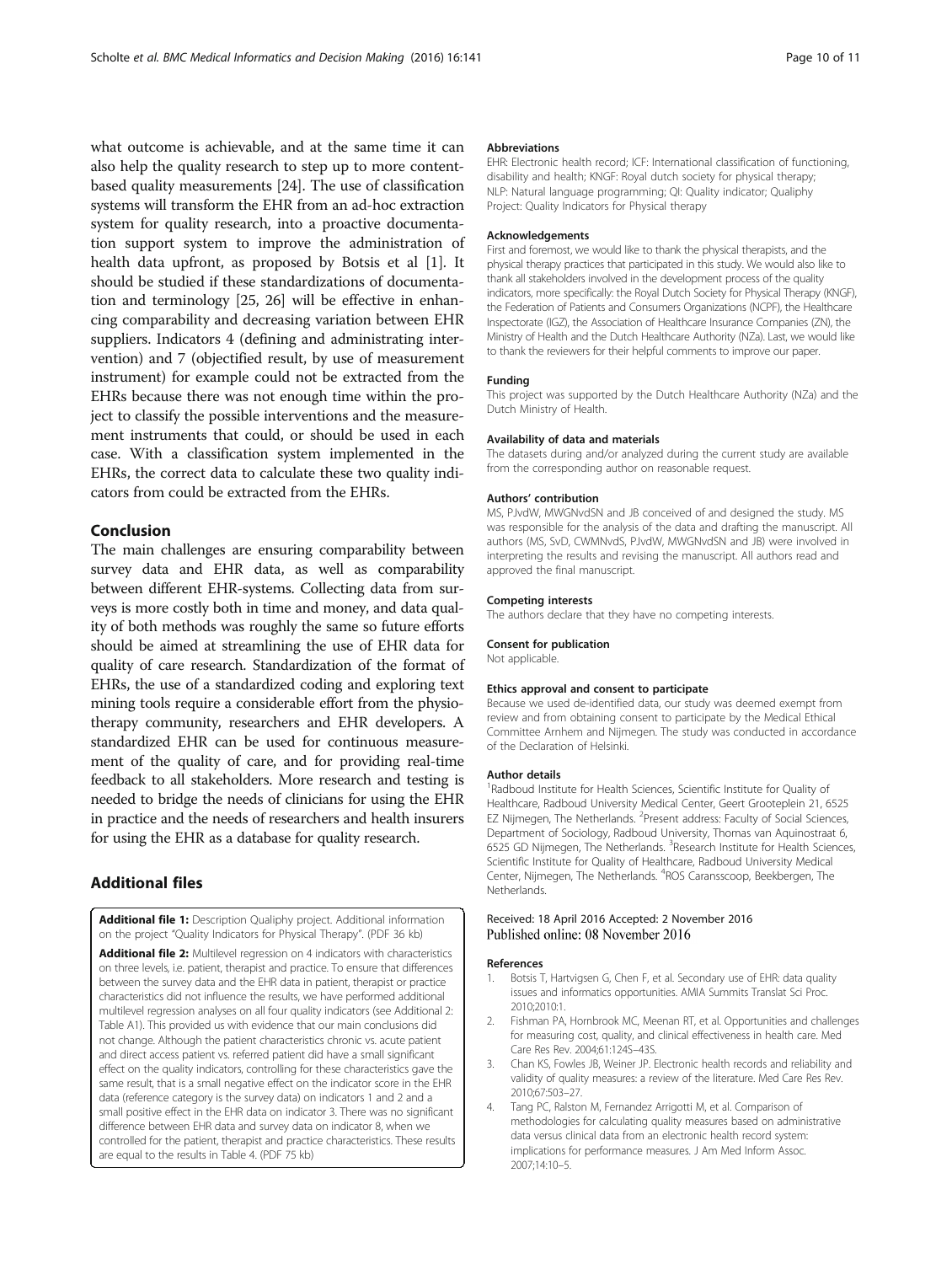what outcome is achievable, and at the same time it can also help the quality research to step up to more content-based quality measurements [24]. The use of classification systems will transform the EHR from an ad-hoc extraction system for quality research, into a proactive documentation support system to improve the administration of health data upfront, as proposed by Botsis et al [1]. It should be studied if these standardizations of documentation and terminology [25, 26] will be effective in enhancing comparability and decreasing variation between EHR suppliers. Indicators 4 (defining and administrating intervention) and 7 (objectified result, by use of measurement instrument) for example could not be extracted from the EHRs because there was not enough time within the project to classify the possible interventions and the measurement instruments that could, or should be used in each case. With a classification system implemented in the EHRs, the correct data to calculate these two quality indicators from could be extracted from the EHRs.

## Conclusion

The main challenges are ensuring comparability between survey data and EHR data, as well as comparability between different EHR-systems. Collecting data from surveys is more costly both in time and money, and data quality of both methods was roughly the same so future efforts should be aimed at streamlining the use of EHR data for quality of care research. Standardization of the format of EHRs, the use of a standardized coding and exploring text mining tools require a considerable effort from the physiotherapy community, researchers and EHR developers. A standardized EHR can be used for continuous measurement of the quality of care, and for providing real-time feedback to all stakeholders. More research and testing is needed to bridge the needs of clinicians for using the EHR in practice and the needs of researchers and health insurers for using the EHR as a database for quality research.

## Additional files

**Additional file 1:** Description Qualiphy project. Additional information on the project "Quality Indicators for Physical Therapy". (PDF 36 kb)

**Additional file 2:** Multilevel regression on 4 indicators with characteristics on three levels, i.e. patient, therapist and practice. To ensure that differences between the survey data and the EHR data in patient, therapist or practice characteristics did not influence the results, we have performed additional multilevel regression analyses on all four quality indicators (see Additional 2: Table A1). This provided us with evidence that our main conclusions did not change. Although the patient characteristics chronic vs. acute patient and direct access patient vs. referred patient did have a small significant effect on the quality indicators, controlling for these characteristics gave the same result, that is a small negative effect on the indicator score in the EHR data (reference category is the survey data) on indicators 1 and 2 and a small positive effect in the EHR data on indicator 3. There was no significant difference between EHR data and survey data on indicator 8, when we controlled for the patient, therapist and practice characteristics. These results are equal to the results in Table 4. (PDF 75 kb)

#### Abbreviations

EHR: Electronic health record; ICF: International classification of functioning, disability and health; KNGF: Royal dutch society for physical therapy; NLP: Natural language programming; QI: Quality indicator; Qualiphy Project: Quality Indicators for Physical therapy

#### Acknowledgements

First and foremost, we would like to thank the physical therapists, and the physical therapy practices that participated in this study. We would also like to thank all stakeholders involved in the development process of the quality indicators, more specifically: the Royal Dutch Society for Physical Therapy (KNGF), the Federation of Patients and Consumers Organizations (NCPF), the Healthcare Inspectorate (IGZ), the Association of Healthcare Insurance Companies (ZN), the Ministry of Health and the Dutch Healthcare Authority (NZa). Last, we would like to thank the reviewers for their helpful comments to improve our paper.

#### Funding

This project was supported by the Dutch Healthcare Authority (NZa) and the Dutch Ministry of Health.

#### Availability of data and materials

The datasets during and/or analyzed during the current study are available from the corresponding author on reasonable request.

#### Authors' contribution

MS, PJvdW, MWGNvdSN and JB conceived of and designed the study. MS was responsible for the analysis of the data and drafting the manuscript. All authors (MS, SvD, CWMNvdS, PJvdW, MWGNvdSN and JB) were involved in interpreting the results and revising the manuscript. All authors read and approved the final manuscript.

#### Competing interests

The authors declare that they have no competing interests.

#### Consent for publication

Not applicable.

#### Ethics approval and consent to participate

Because we used de-identified data, our study was deemed exempt from review and from obtaining consent to participate by the Medical Ethical Committee Arnhem and Nijmegen. The study was conducted in accordance of the Declaration of Helsinki.

#### Author details

[1]Radboud Institute for Health Sciences, Scientific Institute for Quality of Healthcare, Radboud University Medical Center, Geert Grooteplein 21, 6525 EZ Nijmegen, The Netherlands. [2]Present address: Faculty of Social Sciences, Department of Sociology, Radboud University, Thomas van Aquinostraat 6, 6525 GD Nijmegen, The Netherlands. [3]Research Institute for Health Sciences, Scientific Institute for Quality of Healthcare, Radboud University Medical Center, Nijmegen, The Netherlands. [4]ROS Caransscoop, Beekbergen, The Netherlands.

Received: 18 April 2016 Accepted: 2 November 2016
Published online: 08 November 2016

#### References

1. Botsis T, Hartvigsen G, Chen F, et al. Secondary use of EHR: data quality issues and informatics opportunities. AMIA Summits Translat Sci Proc. 2010;2010:1.
2. Fishman PA, Hornbrook MC, Meenan RT, et al. Opportunities and challenges for measuring cost, quality, and clinical effectiveness in health care. Med Care Res Rev. 2004;61:124S–43S.
3. Chan KS, Fowles JB, Weiner JP. Electronic health records and reliability and validity of quality measures: a review of the literature. Med Care Res Rev. 2010;67:503–27.
4. Tang PC, Ralston M, Fernandez Arrigotti M, et al. Comparison of methodologies for calculating quality measures based on administrative data versus clinical data from an electronic health record system: implications for performance measures. J Am Med Inform Assoc. 2007;14:10–5.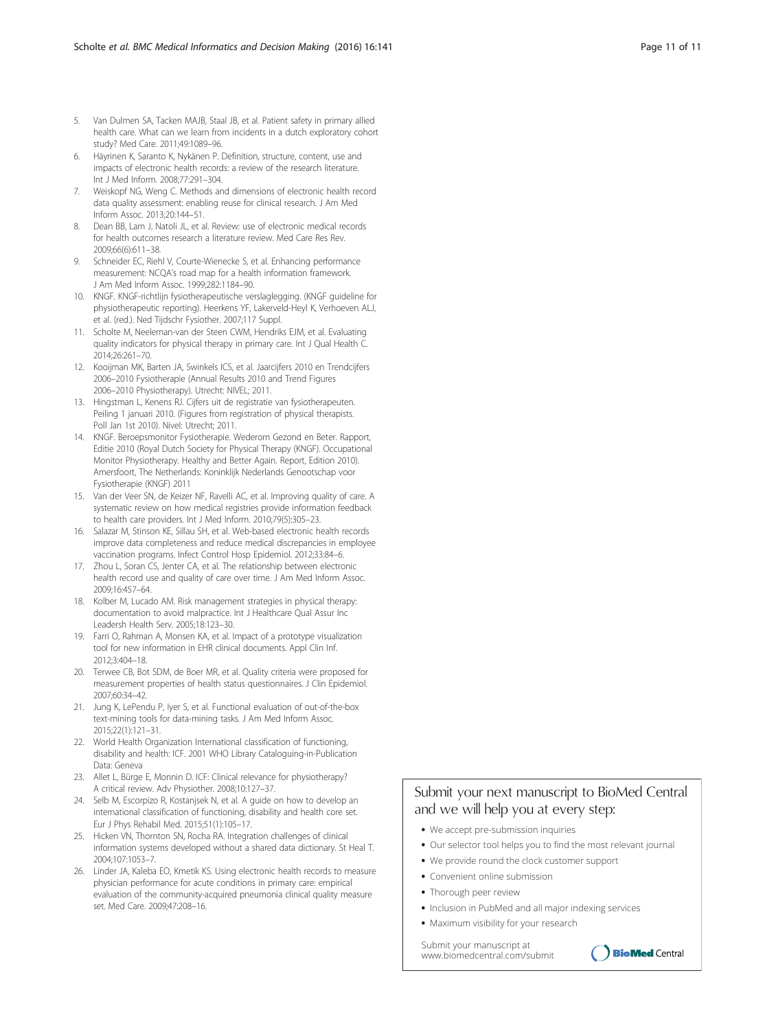5. Van Dulmen SA, Tacken MAJB, Staal JB, et al. Patient safety in primary allied health care. What can we learn from incidents in a dutch exploratory cohort study? Med Care. 2011;49:1089–96.
6. Häyrinen K, Saranto K, Nykänen P. Definition, structure, content, use and impacts of electronic health records: a review of the research literature. Int J Med Inform. 2008;77:291–304.
7. Weiskopf NG, Weng C. Methods and dimensions of electronic health record data quality assessment: enabling reuse for clinical research. J Am Med Inform Assoc. 2013;20:144–51.
8. Dean BB, Lam J, Natoli JL, et al. Review: use of electronic medical records for health outcomes research a literature review. Med Care Res Rev. 2009;66(6):611–38.
9. Schneider EC, Riehl V, Courte-Wienecke S, et al. Enhancing performance measurement: NCQA's road map for a health information framework. J Am Med Inform Assoc. 1999;282:1184–90.
10. KNGF. KNGF-richtlijn fysiotherapeutische verslaglegging. (KNGF guideline for physiotherapeutic reporting). Heerkens YF, Lakerveld-Heyl K, Verhoeven ALJ, et al. (red.). Ned Tijdschr Fysiother. 2007;117 Suppl.
11. Scholte M, Neeleman-van der Steen CWM, Hendriks EJM, et al. Evaluating quality indicators for physical therapy in primary care. Int J Qual Health C. 2014;26:261–70.
12. Kooijman MK, Barten JA, Swinkels ICS, et al. Jaarcijfers 2010 en Trendcijfers 2006–2010 Fysiotherapie (Annual Results 2010 and Trend Figures 2006–2010 Physiotherapy). Utrecht: NIVEL; 2011.
13. Hingstman L, Kenens RJ. Cijfers uit de registratie van fysiotherapeuten. Peiling 1 januari 2010. (Figures from registration of physical therapists. Poll Jan 1st 2010). Nivel: Utrecht; 2011.
14. KNGF. Beroepsmonitor Fysiotherapie. Wederom Gezond en Beter. Rapport, Editie 2010 (Royal Dutch Society for Physical Therapy (KNGF). Occupational Monitor Physiotherapy. Healthy and Better Again. Report, Edition 2010). Amersfoort, The Netherlands: Koninklijk Nederlands Genootschap voor Fysiotherapie (KNGF) 2011
15. Van der Veer SN, de Keizer NF, Ravelli AC, et al. Improving quality of care. A systematic review on how medical registries provide information feedback to health care providers. Int J Med Inform. 2010;79(5):305–23.
16. Salazar M, Stinson KE, Sillau SH, et al. Web-based electronic health records improve data completeness and reduce medical discrepancies in employee vaccination programs. Infect Control Hosp Epidemiol. 2012;33:84–6.
17. Zhou L, Soran CS, Jenter CA, et al. The relationship between electronic health record use and quality of care over time. J Am Med Inform Assoc. 2009;16:457–64.
18. Kolber M, Lucado AM. Risk management strategies in physical therapy: documentation to avoid malpractice. Int J Healthcare Qual Assur Inc Leadersh Health Serv. 2005;18:123–30.
19. Farri O, Rahman A, Monsen KA, et al. Impact of a prototype visualization tool for new information in EHR clinical documents. Appl Clin Inf. 2012;3:404–18.
20. Terwee CB, Bot SDM, de Boer MR, et al. Quality criteria were proposed for measurement properties of health status questionnaires. J Clin Epidemiol. 2007;60:34–42.
21. Jung K, LePendu P, Iyer S, et al. Functional evaluation of out-of-the-box text-mining tools for data-mining tasks. J Am Med Inform Assoc. 2015;22(1):121–31.
22. World Health Organization International classification of functioning, disability and health: ICF. 2001 WHO Library Cataloguing-in-Publication Data: Geneva
23. Allet L, Bürge E, Monnin D. ICF: Clinical relevance for physiotherapy? A critical review. Adv Physiother. 2008;10:127–37.
24. Selb M, Escorpizo R, Kostanjsek N, et al. A guide on how to develop an international classification of functioning, disability and health core set. Eur J Phys Rehabil Med. 2015;51(1):105–17.
25. Hicken VN, Thornton SN, Rocha RA. Integration challenges of clinical information systems developed without a shared data dictionary. St Heal T. 2004;107:1053–7.
26. Linder JA, Kaleba EO, Kmetik KS. Using electronic health records to measure physician performance for acute conditions in primary care: empirical evaluation of the community-acquired pneumonia clinical quality measure set. Med Care. 2009;47:208–16.

Submit your next manuscript to BioMed Central and we will help you at every step:

- We accept pre-submission inquiries
- Our selector tool helps you to find the most relevant journal
- We provide round the clock customer support
- Convenient online submission
- Thorough peer review
- Inclusion in PubMed and all major indexing services
- Maximum visibility for your research

Submit your manuscript at
www.biomedcentral.com/submit

BioMed Central